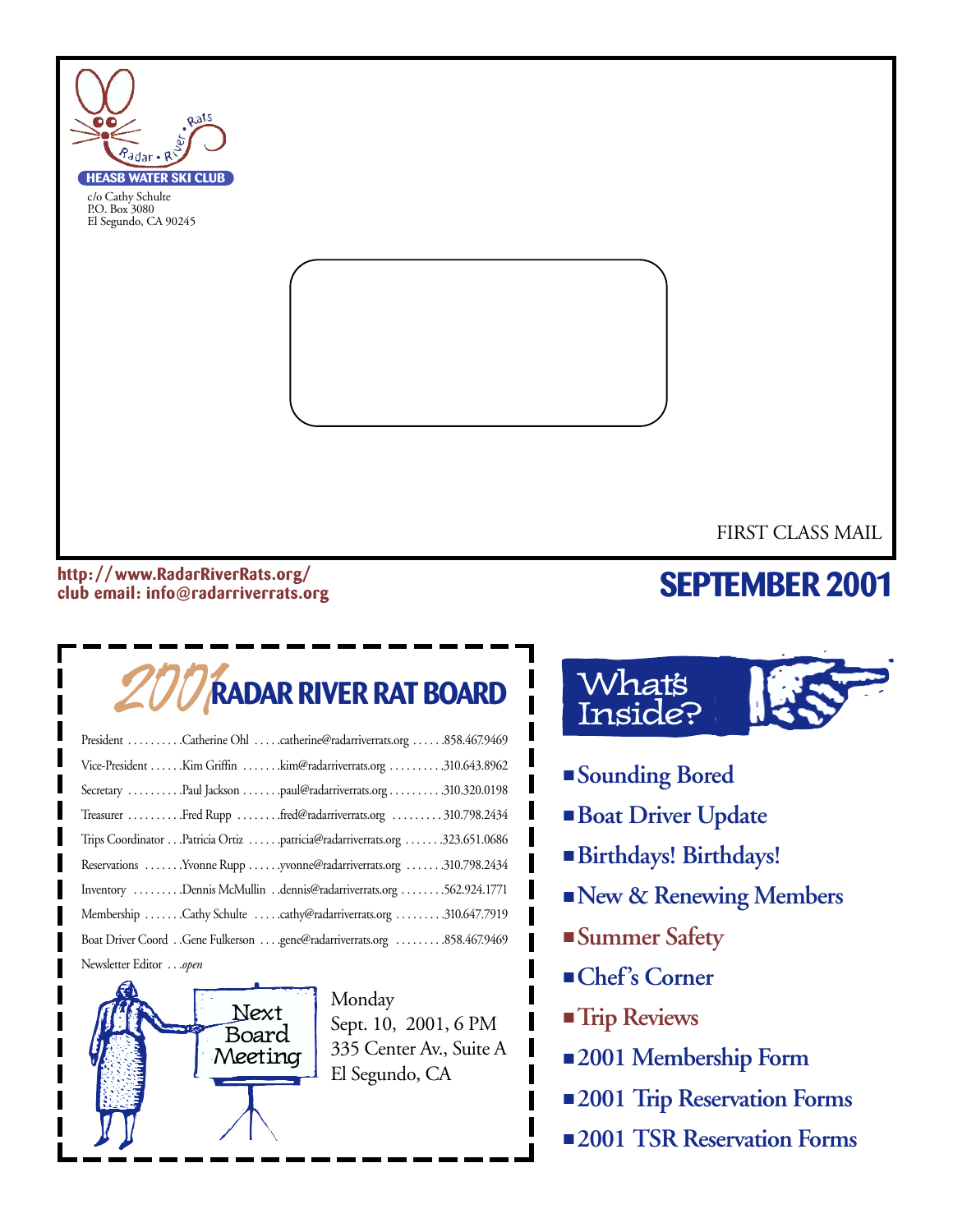Radar • River • Rats

**HEASB WATER SKI CLUB**

c/o Cathy Schulte
P.O. Box 3080
El Segundo, CA 90245

FIRST CLASS MAIL

**http://www.RadarRiverRats.org/**
**club email: info@radarriverrats.org**

# SEPTEMBER 2001

## 2001 RADAR RIVER RAT BOARD

| Position | Name | Email | Phone |
|---|---|---|---|
| President | Catherine Ohl | catherine@radarriverrats.org | 858.467.9469 |
| Vice-President | Kim Griffin | kim@radarriverrats.org | 310.643.8962 |
| Secretary | Paul Jackson | paul@radarriverrats.org | 310.320.0198 |
| Treasurer | Fred Rupp | fred@radarriverrats.org | 310.798.2434 |
| Trips Coordinator | Patricia Ortiz | patricia@radarriverrats.org | 323.651.0686 |
| Reservations | Yvonne Rupp | yvonne@radarriverrats.org | 310.798.2434 |
| Inventory | Dennis McMullin | dennis@radarriverrats.org | 562.924.1771 |
| Membership | Cathy Schulte | cathy@radarriverrats.org | 310.647.7919 |
| Boat Driver Coord | Gene Fulkerson | gene@radarriverrats.org | 858.467.9469 |
| Newsletter Editor | *open* | | |

**Next Board Meeting**

Monday
Sept. 10, 2001, 6 PM
335 Center Av., Suite A
El Segundo, CA

## What's Inside?

- **Sounding Bored**
- **Boat Driver Update**
- **Birthdays! Birthdays!**
- **New & Renewing Members**
- **Summer Safety**
- **Chef's Corner**
- **Trip Reviews**
- **2001 Membership Form**
- **2001 Trip Reservation Forms**
- **2001 TSR Reservation Forms**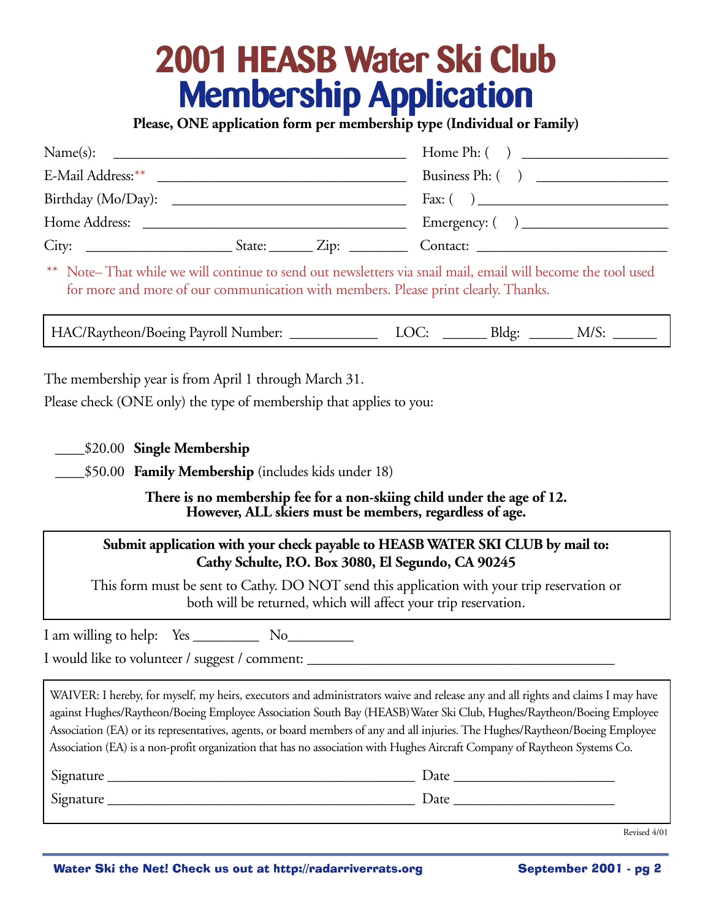# 2001 HEASB Water Ski Club Membership Application

**Please, ONE application form per membership type (Individual or Family)**

Name(s): ________________________________________ Home Ph: (   ) ____________________

E-Mail Address:** ________________________________ Business Ph: (   ) __________________

Birthday (Mo/Day): _______________________________ Fax: (   ) __________________________

Home Address: ___________________________________ Emergency: (   ) ___________________

City: ____________________ State: ______ Zip: ________ Contact: __________________________

** Note– That while we will continue to send out newsletters via snail mail, email will become the tool used for more and more of our communication with members. Please print clearly. Thanks.

HAC/Raytheon/Boeing Payroll Number: ____________ LOC: ______ Bldg: ______ M/S: ______

The membership year is from April 1 through March 31.

Please check (ONE only) the type of membership that applies to you:

____$20.00 **Single Membership**

____$50.00 **Family Membership** (includes kids under 18)

**There is no membership fee for a non-skiing child under the age of 12. However, ALL skiers must be members, regardless of age.**

**Submit application with your check payable to HEASB WATER SKI CLUB by mail to: Cathy Schulte, P.O. Box 3080, El Segundo, CA 90245**

This form must be sent to Cathy. DO NOT send this application with your trip reservation or both will be returned, which will affect your trip reservation.

I am willing to help: Yes _________ No_________

I would like to volunteer / suggest / comment: __________________________________________

WAIVER: I hereby, for myself, my heirs, executors and administrators waive and release any and all rights and claims I may have against Hughes/Raytheon/Boeing Employee Association South Bay (HEASB) Water Ski Club, Hughes/Raytheon/Boeing Employee Association (EA) or its representatives, agents, or board members of any and all injuries. The Hughes/Raytheon/Boeing Employee Association (EA) is a non-profit organization that has no association with Hughes Aircraft Company of Raytheon Systems Co.

Signature ____________________________________________ Date ______________________

Signature ____________________________________________ Date ______________________

Revised 4/01

**Water Ski the Net! Check us out at http://radarriverrats.org**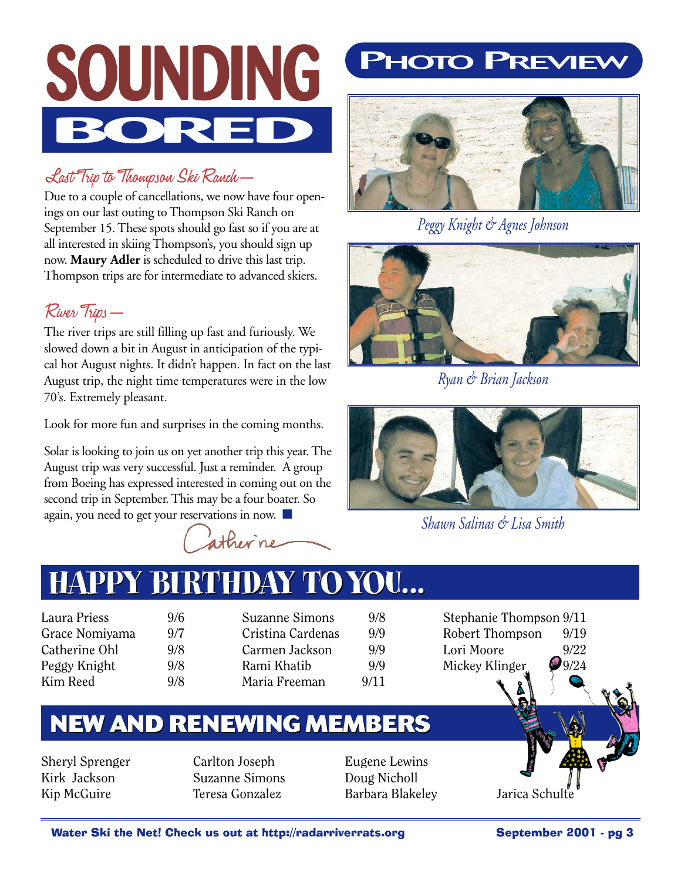# SOUNDING BORED

### Last Trip to Thompson Ski Ranch—

Due to a couple of cancellations, we now have four openings on our last outing to Thompson Ski Ranch on September 15. These spots should go fast so if you are at all interested in skiing Thompson's, you should sign up now. **Maury Adler** is scheduled to drive this last trip. Thompson trips are for intermediate to advanced skiers.

### River Trips—

The river trips are still filling up fast and furiously. We slowed down a bit in August in anticipation of the typical hot August nights. It didn't happen. In fact on the last August trip, the night time temperatures were in the low 70's. Extremely pleasant.

Look for more fun and surprises in the coming months.

Solar is looking to join us on yet another trip this year. The August trip was very successful. Just a reminder. A group from Boeing has expressed interested in coming out on the second trip in September. This may be a four boater. So again, you need to get your reservations in now. ■

Catherine

## PHOTO PREVIEW

*Peggy Knight & Agnes Johnson*

*Ryan & Brian Jackson*

*Shawn Salinas & Lisa Smith*

## HAPPY BIRTHDAY TO YOU...

| | | | | | |
|---|---|---|---|---|---|
| Laura Priess | 9/6 | Suzanne Simons | 9/8 | Stephanie Thompson | 9/11 |
| Grace Nomiyama | 9/7 | Cristina Cardenas | 9/9 | Robert Thompson | 9/19 |
| Catherine Ohl | 9/8 | Carmen Jackson | 9/9 | Lori Moore | 9/22 |
| Peggy Knight | 9/8 | Rami Khatib | 9/9 | Mickey Klinger | 9/24 |
| Kim Reed | 9/8 | Maria Freeman | 9/11 | | |

## NEW AND RENEWING MEMBERS

Sheryl Sprenger
Kirk Jackson
Kip McGuire
Carlton Joseph
Suzanne Simons
Teresa Gonzalez
Eugene Lewins
Doug Nicholl
Barbara Blakeley
Jarica Schulte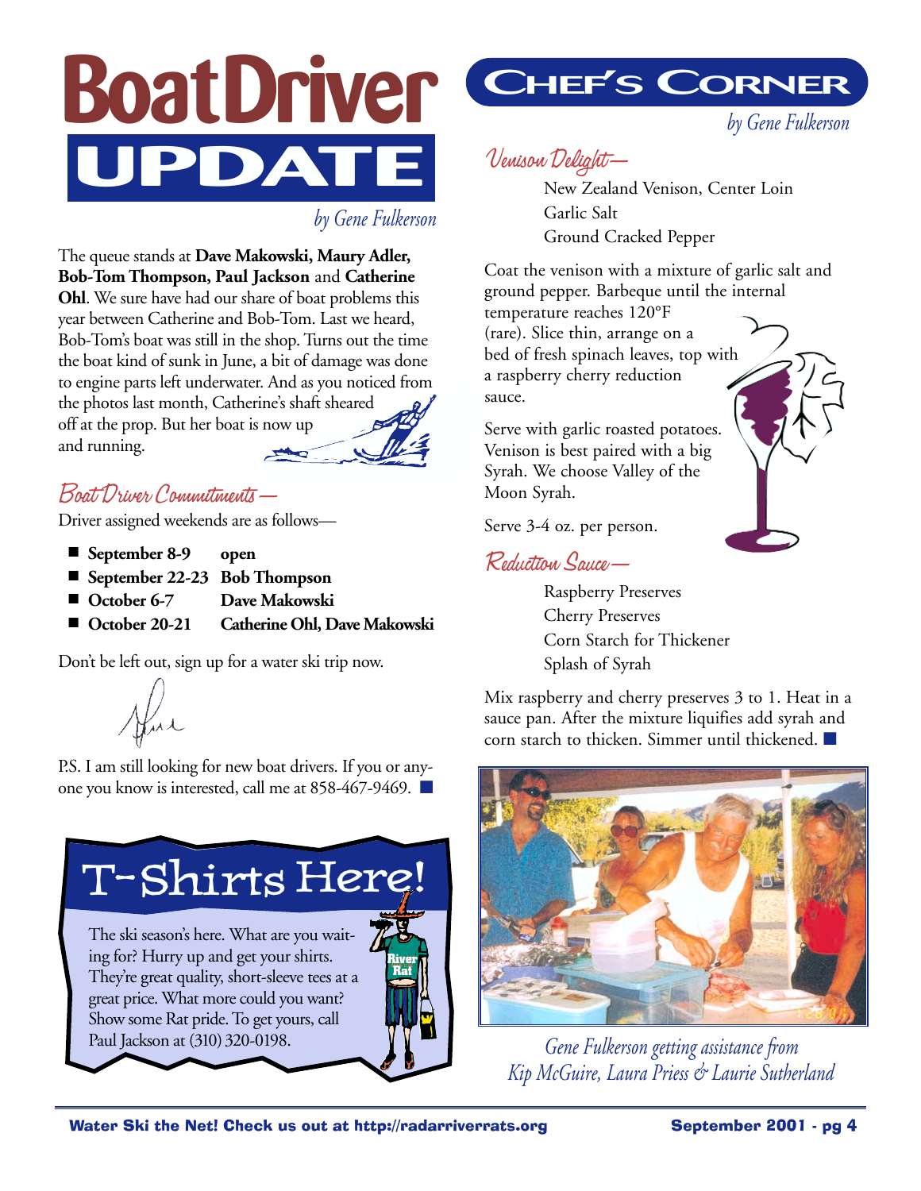# Boat Driver UPDATE

*by Gene Fulkerson*

The queue stands at **Dave Makowski, Maury Adler, Bob-Tom Thompson, Paul Jackson** and **Catherine Ohl**. We sure have had our share of boat problems this year between Catherine and Bob-Tom. Last we heard, Bob-Tom's boat was still in the shop. Turns out the time the boat kind of sunk in June, a bit of damage was done to engine parts left underwater. And as you noticed from the photos last month, Catherine's shaft sheared off at the prop. But her boat is now up and running.

## Boat Driver Commitments—

Driver assigned weekends are as follows—

- **September 8-9** **open**
- **September 22-23** **Bob Thompson**
- **October 6-7** **Dave Makowski**
- **October 20-21** **Catherine Ohl, Dave Makowski**

Don't be left out, sign up for a water ski trip now.

P.S. I am still looking for new boat drivers. If you or anyone you know is interested, call me at 858-467-9469.

# T-Shirts Here!

The ski season's here. What are you waiting for? Hurry up and get your shirts. They're great quality, short-sleeve tees at a great price. What more could you want? Show some Rat pride. To get yours, call Paul Jackson at (310) 320-0198.

# Chef's Corner

*by Gene Fulkerson*

## Venison Delight—

New Zealand Venison, Center Loin
Garlic Salt
Ground Cracked Pepper

Coat the venison with a mixture of garlic salt and ground pepper. Barbeque until the internal temperature reaches 120°F (rare). Slice thin, arrange on a bed of fresh spinach leaves, top with a raspberry cherry reduction sauce.

Serve with garlic roasted potatoes. Venison is best paired with a big Syrah. We choose Valley of the Moon Syrah.

Serve 3-4 oz. per person.

## Reduction Sauce—

Raspberry Preserves
Cherry Preserves
Corn Starch for Thickener
Splash of Syrah

Mix raspberry and cherry preserves 3 to 1. Heat in a sauce pan. After the mixture liquifies add syrah and corn starch to thicken. Simmer until thickened.

*Gene Fulkerson getting assistance from Kip McGuire, Laura Priess & Laurie Sutherland*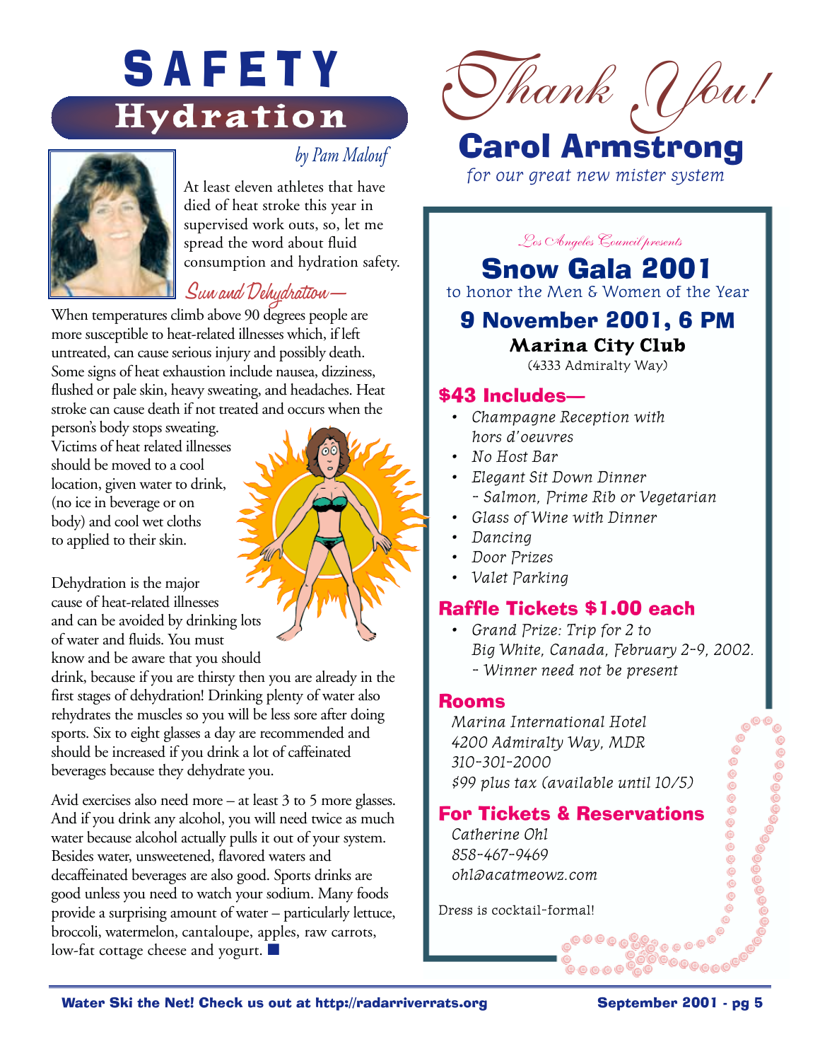# SAFETY

## Hydration

*by Pam Malouf*

At least eleven athletes that have died of heat stroke this year in supervised work outs, so, let me spread the word about fluid consumption and hydration safety.

### *Sun and Dehydration—*

When temperatures climb above 90 degrees people are more susceptible to heat-related illnesses which, if left untreated, can cause serious injury and possibly death. Some signs of heat exhaustion include nausea, dizziness, flushed or pale skin, heavy sweating, and headaches. Heat stroke can cause death if not treated and occurs when the person's body stops sweating. Victims of heat related illnesses should be moved to a cool location, given water to drink, (no ice in beverage or on body) and cool wet cloths to applied to their skin.

Dehydration is the major cause of heat-related illnesses and can be avoided by drinking lots of water and fluids. You must know and be aware that you should drink, because if you are thirsty then you are already in the first stages of dehydration! Drinking plenty of water also rehydrates the muscles so you will be less sore after doing sports. Six to eight glasses a day are recommended and should be increased if you drink a lot of caffeinated beverages because they dehydrate you.

Avid exercises also need more – at least 3 to 5 more glasses. And if you drink any alcohol, you will need twice as much water because alcohol actually pulls it out of your system. Besides water, unsweetened, flavored waters and decaffeinated beverages are also good. Sports drinks are good unless you need to watch your sodium. Many foods provide a surprising amount of water – particularly lettuce, broccoli, watermelon, cantaloupe, apples, raw carrots, low-fat cottage cheese and yogurt. ■

# *Thank You!*

## Carol Armstrong

*for our great new mister system*

---

*Los Angeles Council presents*

## Snow Gala 2001

to honor the Men & Women of the Year

### 9 November 2001, 6 PM

**Marina City Club**

(4333 Admiralty Way)

### $43 Includes—

- *Champagne Reception with hors d'oeuvres*
- *No Host Bar*
- *Elegant Sit Down Dinner*
  *- Salmon, Prime Rib or Vegetarian*
- *Glass of Wine with Dinner*
- *Dancing*
- *Door Prizes*
- *Valet Parking*

### Raffle Tickets $1.00 each

- *Grand Prize: Trip for 2 to Big White, Canada, February 2-9, 2002.*
  *- Winner need not be present*

### Rooms

*Marina International Hotel*
*4200 Admiralty Way, MDR*
*310-301-2000*
*$99 plus tax (available until 10/5)*

### For Tickets & Reservations

*Catherine Ohl*
*858-467-9469*
*ohl@acatmeowz.com*

Dress is cocktail-formal!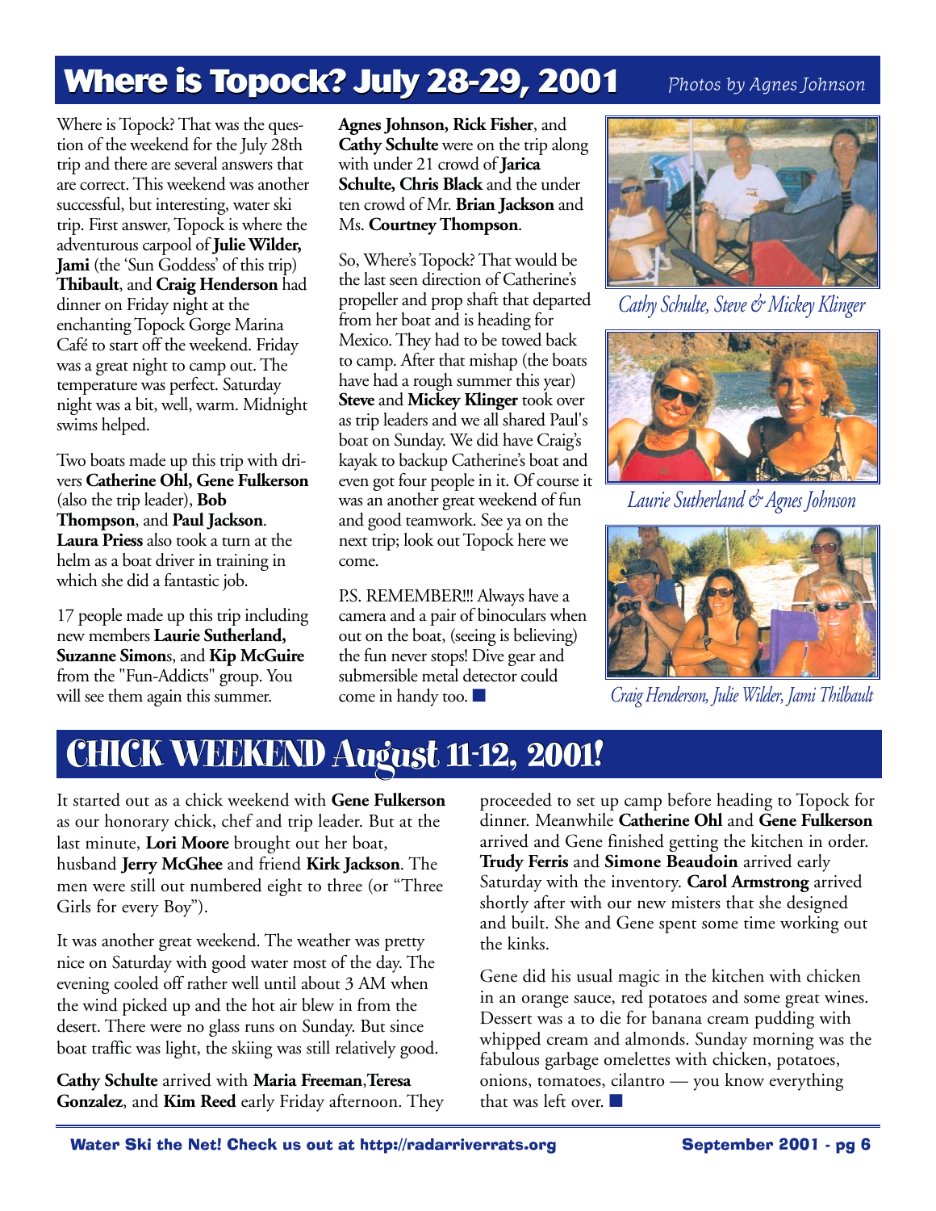# Where is Topock? July 28-29, 2001

*Photos by Agnes Johnson*

Where is Topock? That was the question of the weekend for the July 28th trip and there are several answers that are correct. This weekend was another successful, but interesting, water ski trip. First answer, Topock is where the adventurous carpool of **Julie Wilder, Jami** (the 'Sun Goddess' of this trip) **Thibault**, and **Craig Henderson** had dinner on Friday night at the enchanting Topock Gorge Marina Café to start off the weekend. Friday was a great night to camp out. The temperature was perfect. Saturday night was a bit, well, warm. Midnight swims helped.

Two boats made up this trip with drivers **Catherine Ohl, Gene Fulkerson** (also the trip leader), **Bob Thompson**, and **Paul Jackson**. **Laura Priess** also took a turn at the helm as a boat driver in training in which she did a fantastic job.

17 people made up this trip including new members **Laurie Sutherland, Suzanne Simon**s, and **Kip McGuire** from the "Fun-Addicts" group. You will see them again this summer.

**Agnes Johnson, Rick Fisher**, and **Cathy Schulte** were on the trip along with under 21 crowd of **Jarica Schulte, Chris Black** and the under ten crowd of Mr. **Brian Jackson** and Ms. **Courtney Thompson**.

So, Where's Topock? That would be the last seen direction of Catherine's propeller and prop shaft that departed from her boat and is heading for Mexico. They had to be towed back to camp. After that mishap (the boats have had a rough summer this year) **Steve** and **Mickey Klinger** took over as trip leaders and we all shared Paul's boat on Sunday. We did have Craig's kayak to backup Catherine's boat and even got four people in it. Of course it was another great weekend of fun and good teamwork. See ya on the next trip; look out Topock here we come.

P.S. REMEMBER!!! Always have a camera and a pair of binoculars when out on the boat, (seeing is believing) the fun never stops! Dive gear and submersible metal detector could come in handy too. ■

*Cathy Schulte, Steve & Mickey Klinger*

*Laurie Sutherland & Agnes Johnson*

*Craig Henderson, Julie Wilder, Jami Thilbault*

# CHICK WEEKEND August 11-12, 2001!

It started out as a chick weekend with **Gene Fulkerson** as our honorary chick, chef and trip leader. But at the last minute, **Lori Moore** brought out her boat, husband **Jerry McGhee** and friend **Kirk Jackson**. The men were still out numbered eight to three (or "Three Girls for every Boy").

It was another great weekend. The weather was pretty nice on Saturday with good water most of the day. The evening cooled off rather well until about 3 AM when the wind picked up and the hot air blew in from the desert. There were no glass runs on Sunday. But since boat traffic was light, the skiing was still relatively good.

**Cathy Schulte** arrived with **Maria Freeman**,**Teresa Gonzalez**, and **Kim Reed** early Friday afternoon. They proceeded to set up camp before heading to Topock for dinner. Meanwhile **Catherine Ohl** and **Gene Fulkerson** arrived and Gene finished getting the kitchen in order. **Trudy Ferris** and **Simone Beaudoin** arrived early Saturday with the inventory. **Carol Armstrong** arrived shortly after with our new misters that she designed and built. She and Gene spent some time working out the kinks.

Gene did his usual magic in the kitchen with chicken in an orange sauce, red potatoes and some great wines. Dessert was a to die for banana cream pudding with whipped cream and almonds. Sunday morning was the fabulous garbage omelettes with chicken, potatoes, onions, tomatoes, cilantro — you know everything that was left over. ■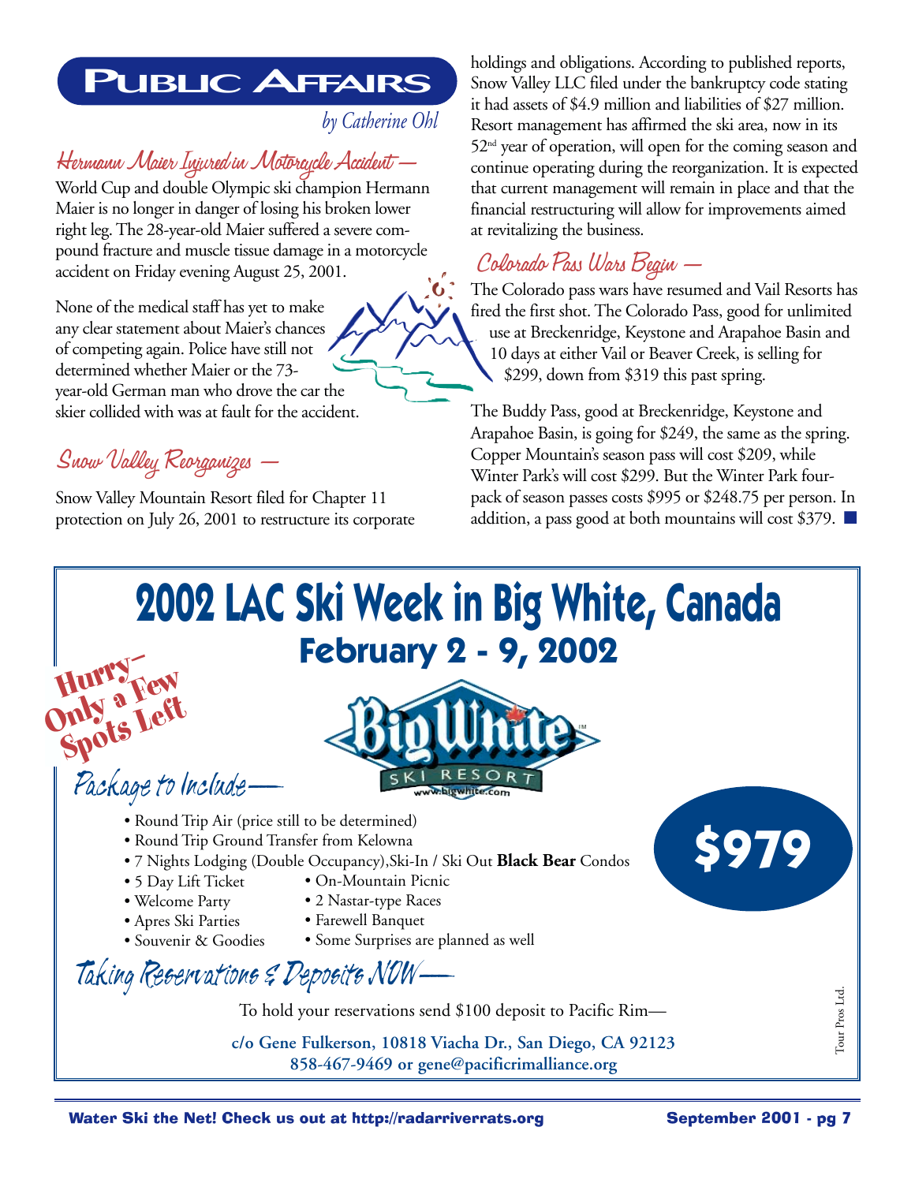# Public Affairs

*by Catherine Ohl*

## Hermann Maier Injured in Motorcycle Accident —

World Cup and double Olympic ski champion Hermann Maier is no longer in danger of losing his broken lower right leg. The 28-year-old Maier suffered a severe compound fracture and muscle tissue damage in a motorcycle accident on Friday evening August 25, 2001.

None of the medical staff has yet to make any clear statement about Maier's chances of competing again. Police have still not determined whether Maier or the 73-year-old German man who drove the car the skier collided with was at fault for the accident.

## Snow Valley Reorganizes —

Snow Valley Mountain Resort filed for Chapter 11 protection on July 26, 2001 to restructure its corporate holdings and obligations. According to published reports, Snow Valley LLC filed under the bankruptcy code stating it had assets of $4.9 million and liabilities of $27 million. Resort management has affirmed the ski area, now in its 52nd year of operation, will open for the coming season and continue operating during the reorganization. It is expected that current management will remain in place and that the financial restructuring will allow for improvements aimed at revitalizing the business.

## Colorado Pass Wars Begin —

The Colorado pass wars have resumed and Vail Resorts has fired the first shot. The Colorado Pass, good for unlimited use at Breckenridge, Keystone and Arapahoe Basin and 10 days at either Vail or Beaver Creek, is selling for $299, down from $319 this past spring.

The Buddy Pass, good at Breckenridge, Keystone and Arapahoe Basin, is going for $249, the same as the spring. Copper Mountain's season pass will cost $209, while Winter Park's will cost $299. But the Winter Park four-pack of season passes costs $995 or $248.75 per person. In addition, a pass good at both mountains will cost $379.

# 2002 LAC Ski Week in Big White, Canada

## February 2 - 9, 2002

**Hurry– Only a Few Spots Left**

Big White Ski Resort — www.bigwhite.com

**$979**

### Package to Include—

- Round Trip Air (price still to be determined)
- Round Trip Ground Transfer from Kelowna
- 7 Nights Lodging (Double Occupancy),Ski-In / Ski Out **Black Bear** Condos
- 5 Day Lift Ticket
- Welcome Party
- Apres Ski Parties
- Souvenir & Goodies
- On-Mountain Picnic
- 2 Nastar-type Races
- Farewell Banquet
- Some Surprises are planned as well

### Taking Reservations & Deposits NOW—

To hold your reservations send $100 deposit to Pacific Rim—

**c/o Gene Fulkerson, 10818 Viacha Dr., San Diego, CA 92123**
**858-467-9469 or gene@pacificrimalliance.org**

Tour Pros Ltd.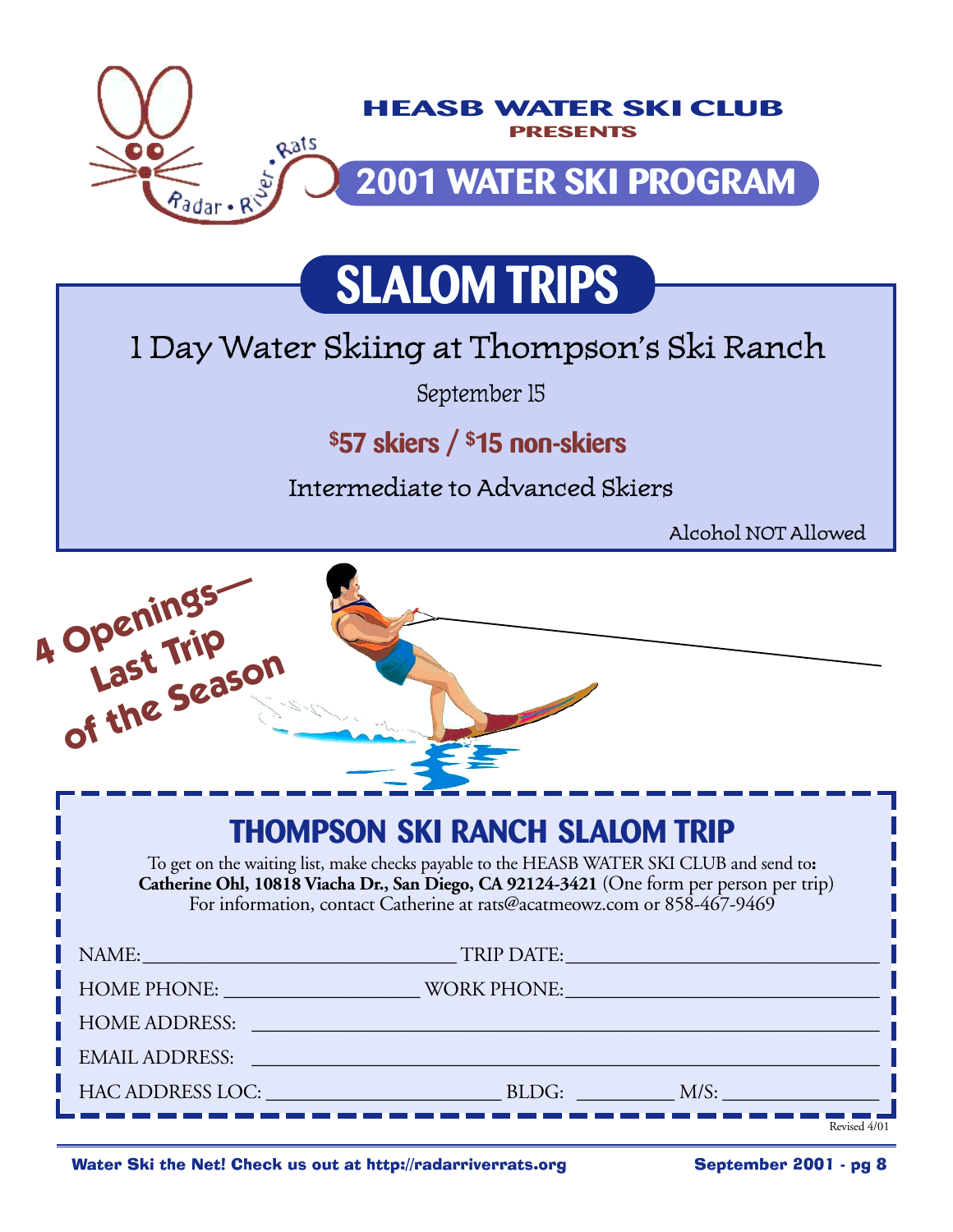HEASB WATER SKI CLUB

PRESENTS

# 2001 WATER SKI PROGRAM

## SLALOM TRIPS

### 1 Day Water Skiing at Thompson's Ski Ranch

September 15

**$57 skiers / $15 non-skiers**

Intermediate to Advanced Skiers

Alcohol NOT Allowed

**4 Openings— Last Trip of the Season**

## THOMPSON SKI RANCH SLALOM TRIP

To get on the waiting list, make checks payable to the HEASB WATER SKI CLUB and send to: **Catherine Ohl, 10818 Viacha Dr., San Diego, CA 92124-3421** (One form per person per trip)
For information, contact Catherine at rats@acatmeowz.com or 858-467-9469

NAME: ______________________ TRIP DATE: ______________________

HOME PHONE: ______________________ WORK PHONE: ______________________

HOME ADDRESS: ______________________

EMAIL ADDRESS: ______________________

HAC ADDRESS LOC: ______________________ BLDG: __________ M/S: __________

Revised 4/01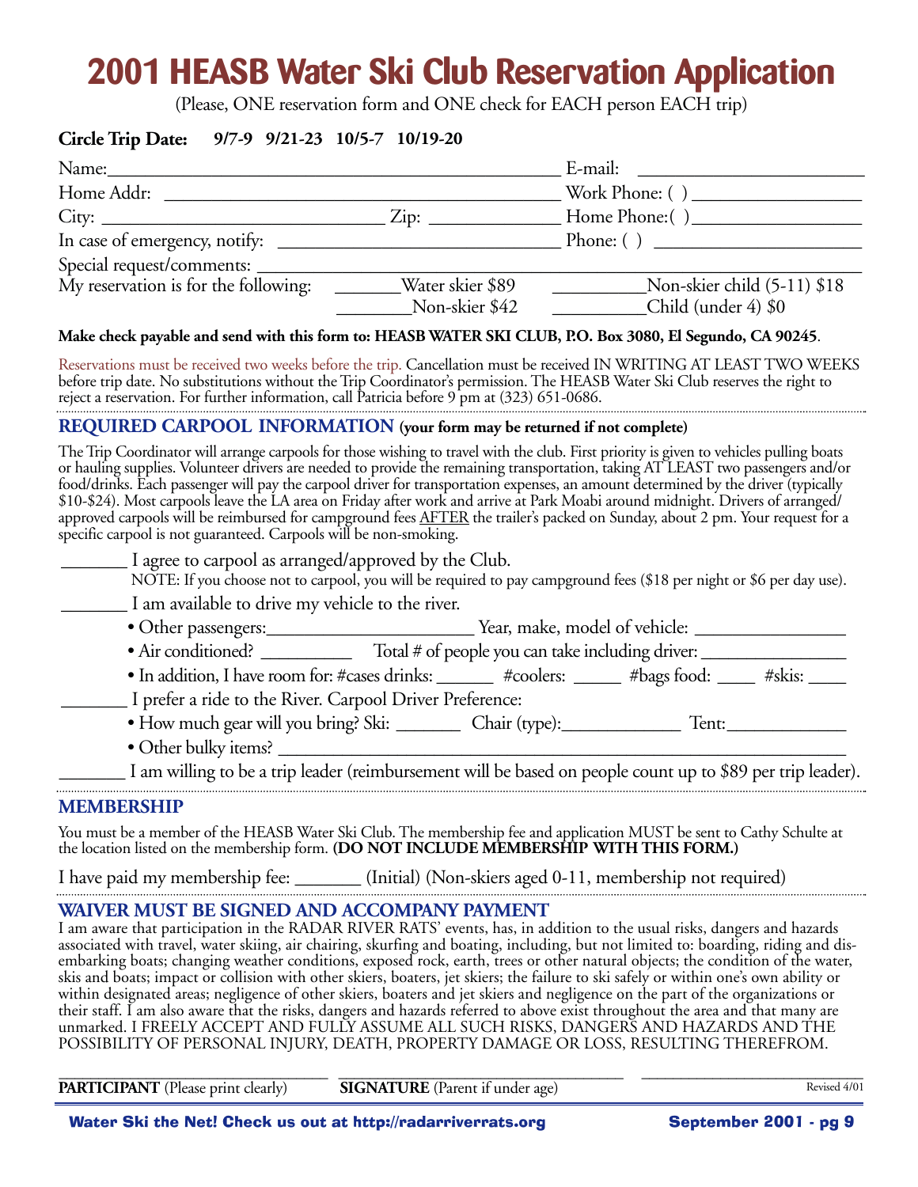# 2001 HEASB Water Ski Club Reservation Application

(Please, ONE reservation form and ONE check for EACH person EACH trip)

**Circle Trip Date:** **9/7-9 9/21-23 10/5-7 10/19-20**

Name:_______________________________________________ E-mail: ______________________

Home Addr: __________________________________________ Work Phone: ( ) ________________

City: ______________________________ Zip: ____________ Home Phone:( ) ________________

In case of emergency, notify: ____________________________ Phone: ( ) ______________________

Special request/comments: ____________________________________________________________

My reservation is for the following: ______Water skier $89 _________Non-skier child (5-11) $18

_______Non-skier $42 _________Child (under 4) $0

**Make check payable and send with this form to: HEASB WATER SKI CLUB, P.O. Box 3080, El Segundo, CA 90245**.

Reservations must be received two weeks before the trip. Cancellation must be received IN WRITING AT LEAST TWO WEEKS before trip date. No substitutions without the Trip Coordinator's permission. The HEASB Water Ski Club reserves the right to reject a reservation. For further information, call Patricia before 9 pm at (323) 651-0686.

## REQUIRED CARPOOL INFORMATION (your form may be returned if not complete)

The Trip Coordinator will arrange carpools for those wishing to travel with the club. First priority is given to vehicles pulling boats or hauling supplies. Volunteer drivers are needed to provide the remaining transportation, taking AT LEAST two passengers and/or food/drinks. Each passenger will pay the carpool driver for transportation expenses, an amount determined by the driver (typically $10-$24). Most carpools leave the LA area on Friday after work and arrive at Park Moabi around midnight. Drivers of arranged/approved carpools will be reimbursed for campground fees AFTER the trailer's packed on Sunday, about 2 pm. Your request for a specific carpool is not guaranteed. Carpools will be non-smoking.

_______ I agree to carpool as arranged/approved by the Club.

NOTE: If you choose not to carpool, you will be required to pay campground fees ($18 per night or $6 per day use).

_______ I am available to drive my vehicle to the river.

- Other passengers:______________________ Year, make, model of vehicle: ________________
- Air conditioned? __________ Total # of people you can take including driver: _______________
- In addition, I have room for: #cases drinks: ______ #coolers: _____ #bags food: ____ #skis: ____

_______ I prefer a ride to the River. Carpool Driver Preference:

- How much gear will you bring? Ski: _______ Chair (type):_____________ Tent:_____________
- Other bulky items? ____________________________________________________________

_______ I am willing to be a trip leader (reimbursement will be based on people count up to $89 per trip leader).

## MEMBERSHIP

You must be a member of the HEASB Water Ski Club. The membership fee and application MUST be sent to Cathy Schulte at the location listed on the membership form. **(DO NOT INCLUDE MEMBERSHIP WITH THIS FORM.)**

I have paid my membership fee: _______ (Initial) (Non-skiers aged 0-11, membership not required)

## WAIVER MUST BE SIGNED AND ACCOMPANY PAYMENT

I am aware that participation in the RADAR RIVER RATS' events, has, in addition to the usual risks, dangers and hazards associated with travel, water skiing, air chairing, skurfing and boating, including, but not limited to: boarding, riding and disembarking boats; changing weather conditions, exposed rock, earth, trees or other natural objects; the condition of the water, skis and boats; impact or collision with other skiers, boaters, jet skiers; the failure to ski safely or within one's own ability or within designated areas; negligence of other skiers, boaters and jet skiers and negligence on the part of the organizations or their staff. I am also aware that the risks, dangers and hazards referred to above exist throughout the area and that many are unmarked. I FREELY ACCEPT AND FULLY ASSUME ALL SUCH RISKS, DANGERS AND HAZARDS AND THE POSSIBILITY OF PERSONAL INJURY, DEATH, PROPERTY DAMAGE OR LOSS, RESULTING THEREFROM.

______________________________ ______________________________ ______________________________

**PARTICIPANT** (Please print clearly) **SIGNATURE** (Parent if under age) Revised 4/01

**Water Ski the Net! Check us out at http://radarriverrats.org**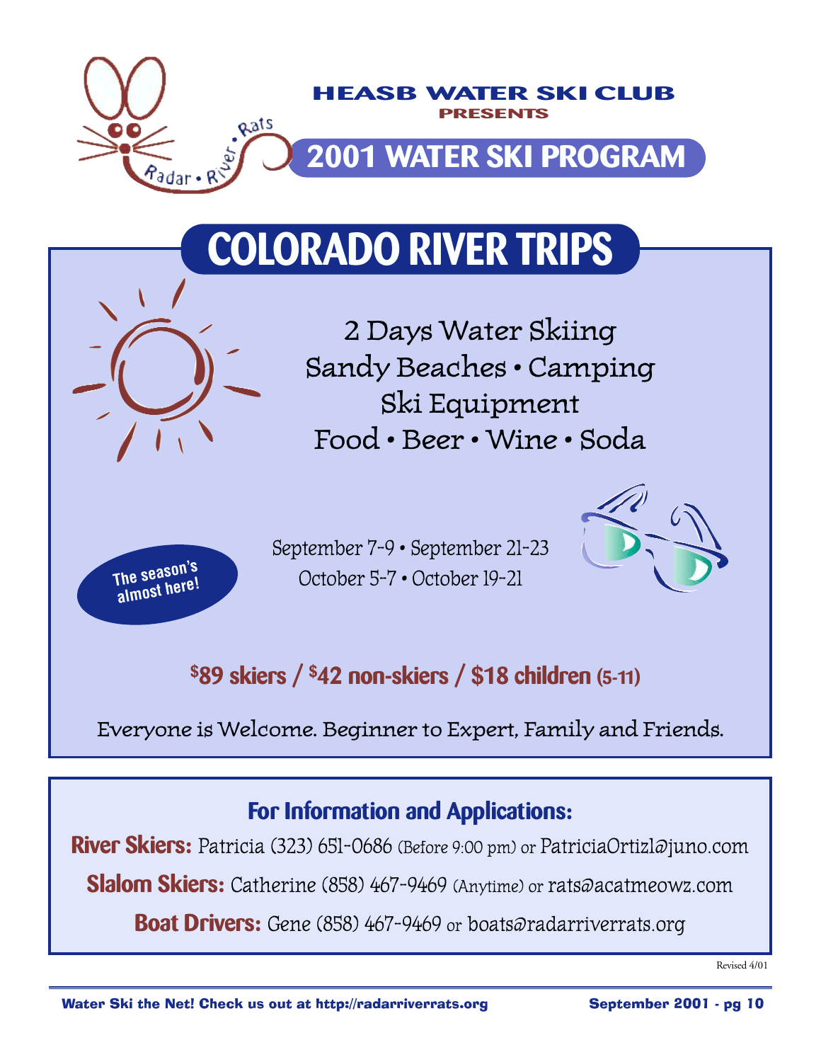HEASB WATER SKI CLUB
PRESENTS

Radar • River • Rats

# 2001 WATER SKI PROGRAM

## COLORADO RIVER TRIPS

2 Days Water Skiing
Sandy Beaches • Camping
Ski Equipment
Food • Beer • Wine • Soda

The season's almost here!

September 7-9 • September 21-23
October 5-7 • October 19-21

**$89 skiers / $42 non-skiers / $18 children (5-11)**

Everyone is Welcome. Beginner to Expert, Family and Friends.

### For Information and Applications:

**River Skiers:** Patricia (323) 651-0686 (Before 9:00 pm) or PatriciaOrtizl@juno.com

**Slalom Skiers:** Catherine (858) 467-9469 (Anytime) or rats@acatmeowz.com

**Boat Drivers:** Gene (858) 467-9469 or boats@radarriverrats.org

Revised 4/01

Water Ski the Net! Check us out at http://radarriverrats.org